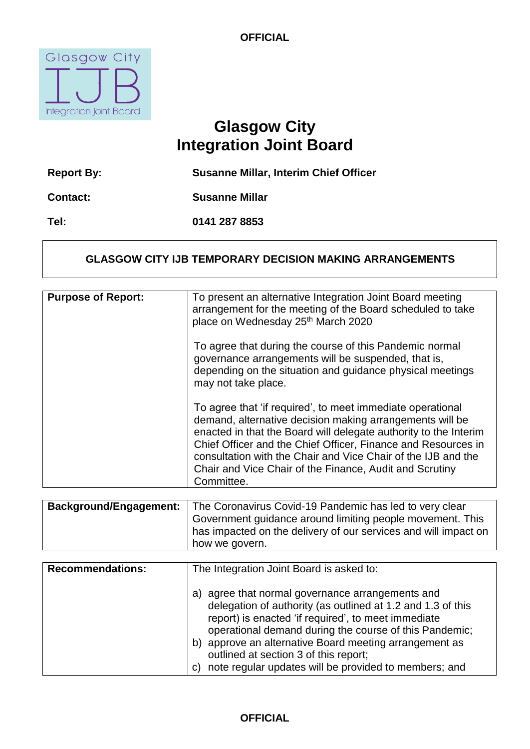# Glasgow City Integration Joint Board

| | |
|---|---|
| **Report By:** | **Susanne Millar, Interim Chief Officer** |
| **Contact:** | **Susanne Millar** |
| **Tel:** | **0141 287 8853** |

## GLASGOW CITY IJB TEMPORARY DECISION MAKING ARRANGEMENTS

| | |
|---|---|
| **Purpose of Report:** | To present an alternative Integration Joint Board meeting arrangement for the meeting of the Board scheduled to take place on Wednesday 25th March 2020<br><br>To agree that during the course of this Pandemic normal governance arrangements will be suspended, that is, depending on the situation and guidance physical meetings may not take place.<br><br>To agree that 'if required', to meet immediate operational demand, alternative decision making arrangements will be enacted in that the Board will delegate authority to the Interim Chief Officer and the Chief Officer, Finance and Resources in consultation with the Chair and Vice Chair of the IJB and the Chair and Vice Chair of the Finance, Audit and Scrutiny Committee. |

| | |
|---|---|
| **Background/Engagement:** | The Coronavirus Covid-19 Pandemic has led to very clear Government guidance around limiting people movement. This has impacted on the delivery of our services and will impact on how we govern. |

| | |
|---|---|
| **Recommendations:** | The Integration Joint Board is asked to:<br><br>a) agree that normal governance arrangements and delegation of authority (as outlined at 1.2 and 1.3 of this report) is enacted 'if required', to meet immediate operational demand during the course of this Pandemic;<br>b) approve an alternative Board meeting arrangement as outlined at section 3 of this report;<br>c) note regular updates will be provided to members; and |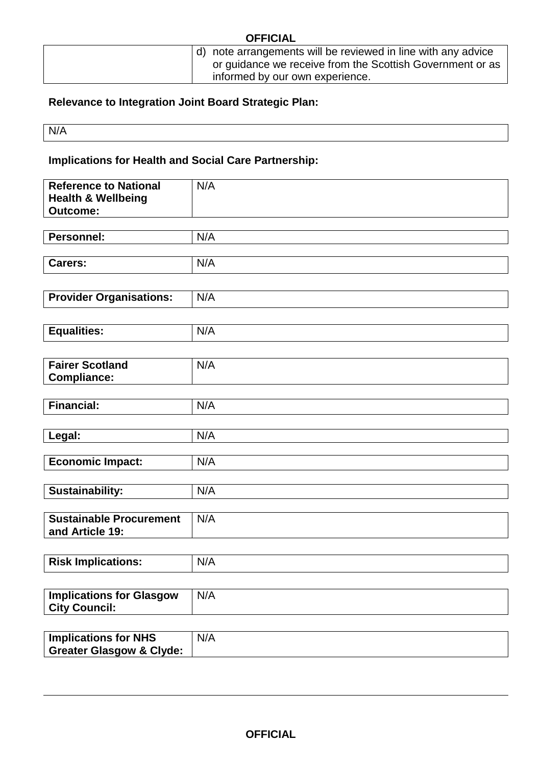| | d) note arrangements will be reviewed in line with any advice or guidance we receive from the Scottish Government or as informed by our own experience. |
|---|---|

**Relevance to Integration Joint Board Strategic Plan:**

| N/A |
|---|

**Implications for Health and Social Care Partnership:**

| | |
|---|---|
| **Reference to National Health & Wellbeing Outcome:** | N/A |
| **Personnel:** | N/A |
| **Carers:** | N/A |
| **Provider Organisations:** | N/A |
| **Equalities:** | N/A |
| **Fairer Scotland Compliance:** | N/A |
| **Financial:** | N/A |
| **Legal:** | N/A |
| **Economic Impact:** | N/A |
| **Sustainability:** | N/A |
| **Sustainable Procurement and Article 19:** | N/A |
| **Risk Implications:** | N/A |
| **Implications for Glasgow City Council:** | N/A |
| **Implications for NHS Greater Glasgow & Clyde:** | N/A |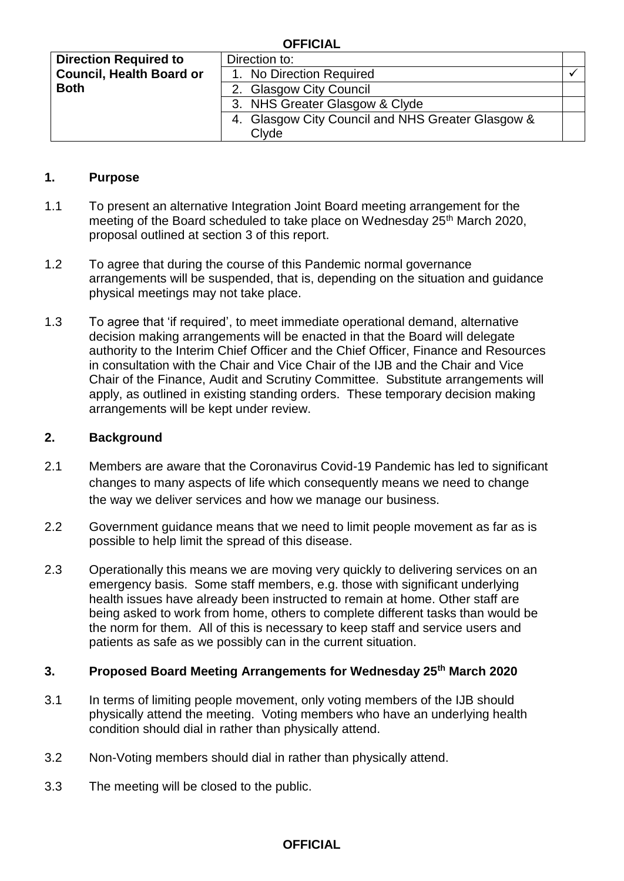| Direction Required to Council, Health Board or Both | Direction to: | |
|---|---|---|
| | 1. No Direction Required | ✓ |
| | 2. Glasgow City Council | |
| | 3. NHS Greater Glasgow & Clyde | |
| | 4. Glasgow City Council and NHS Greater Glasgow & Clyde | |

## 1. Purpose

1.1 To present an alternative Integration Joint Board meeting arrangement for the meeting of the Board scheduled to take place on Wednesday 25th March 2020, proposal outlined at section 3 of this report.

1.2 To agree that during the course of this Pandemic normal governance arrangements will be suspended, that is, depending on the situation and guidance physical meetings may not take place.

1.3 To agree that 'if required', to meet immediate operational demand, alternative decision making arrangements will be enacted in that the Board will delegate authority to the Interim Chief Officer and the Chief Officer, Finance and Resources in consultation with the Chair and Vice Chair of the IJB and the Chair and Vice Chair of the Finance, Audit and Scrutiny Committee. Substitute arrangements will apply, as outlined in existing standing orders. These temporary decision making arrangements will be kept under review.

## 2. Background

2.1 Members are aware that the Coronavirus Covid-19 Pandemic has led to significant changes to many aspects of life which consequently means we need to change the way we deliver services and how we manage our business.

2.2 Government guidance means that we need to limit people movement as far as is possible to help limit the spread of this disease.

2.3 Operationally this means we are moving very quickly to delivering services on an emergency basis. Some staff members, e.g. those with significant underlying health issues have already been instructed to remain at home. Other staff are being asked to work from home, others to complete different tasks than would be the norm for them. All of this is necessary to keep staff and service users and patients as safe as we possibly can in the current situation.

## 3. Proposed Board Meeting Arrangements for Wednesday 25th March 2020

3.1 In terms of limiting people movement, only voting members of the IJB should physically attend the meeting. Voting members who have an underlying health condition should dial in rather than physically attend.

3.2 Non-Voting members should dial in rather than physically attend.

3.3 The meeting will be closed to the public.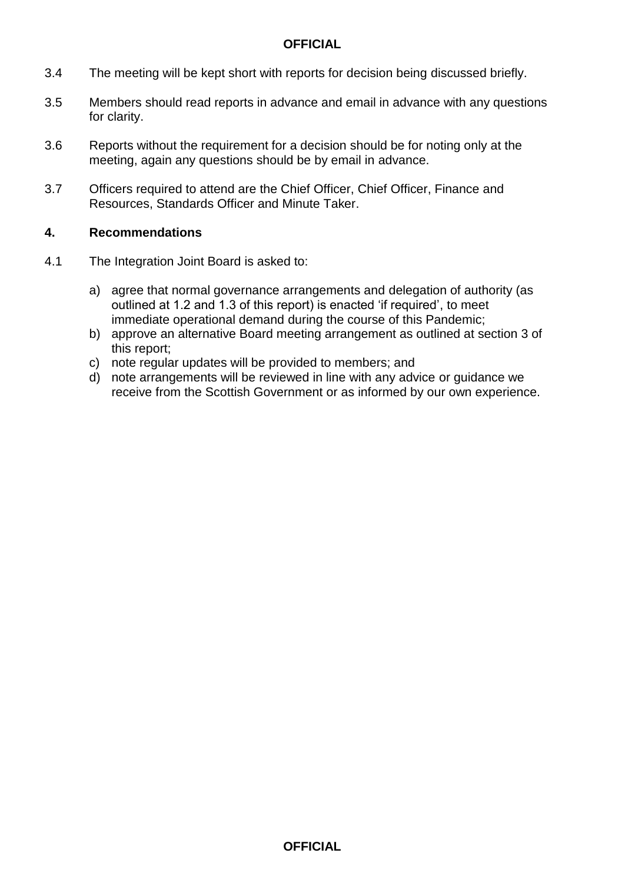3.4 The meeting will be kept short with reports for decision being discussed briefly.

3.5 Members should read reports in advance and email in advance with any questions for clarity.

3.6 Reports without the requirement for a decision should be for noting only at the meeting, again any questions should be by email in advance.

3.7 Officers required to attend are the Chief Officer, Chief Officer, Finance and Resources, Standards Officer and Minute Taker.

## 4. Recommendations

4.1 The Integration Joint Board is asked to:

a) agree that normal governance arrangements and delegation of authority (as outlined at 1.2 and 1.3 of this report) is enacted 'if required', to meet immediate operational demand during the course of this Pandemic;
b) approve an alternative Board meeting arrangement as outlined at section 3 of this report;
c) note regular updates will be provided to members; and
d) note arrangements will be reviewed in line with any advice or guidance we receive from the Scottish Government or as informed by our own experience.